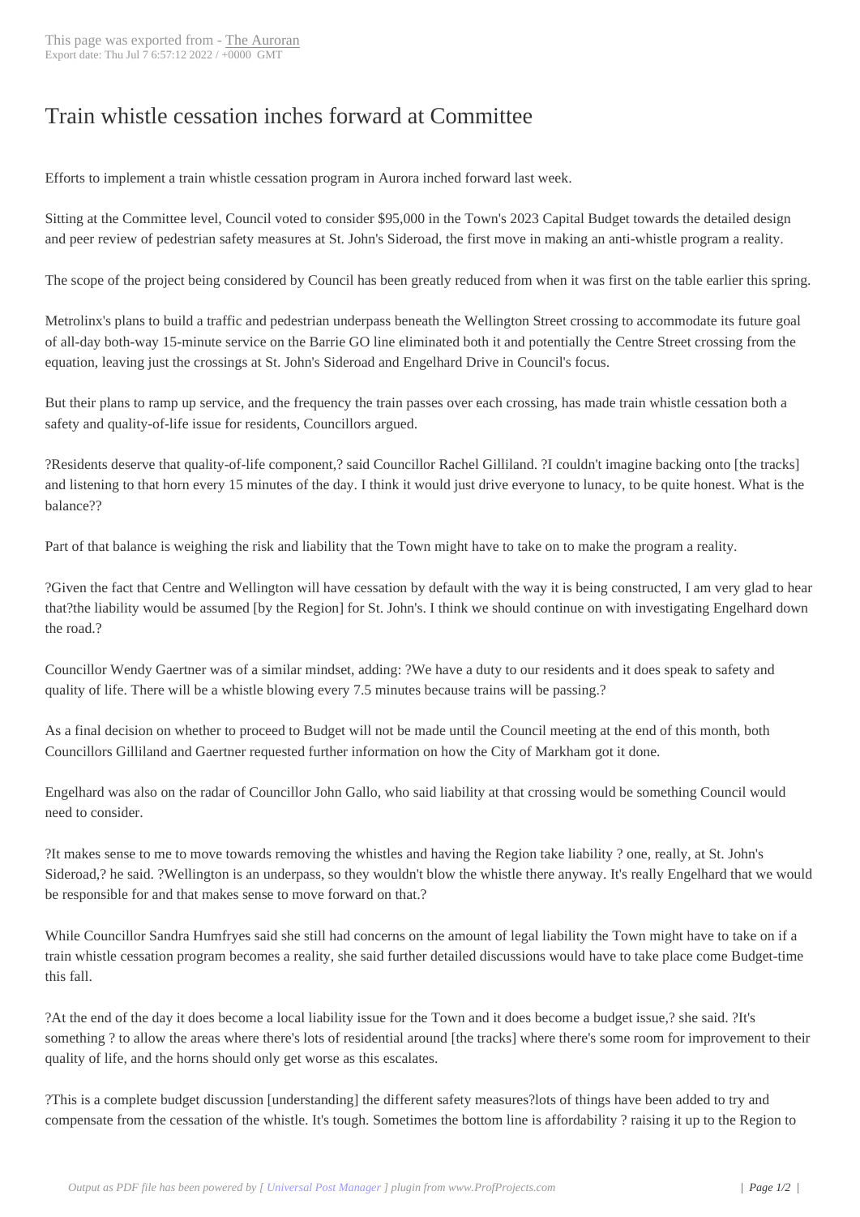# Train whistle cessation inches forward at Committee

Efforts to implement a train whistle cessation program in Aurora inched forward last week.

Sitting at the Committee level, Council voted to consider $95,000 in the Town's 2023 Capital Budget towards the detailed design and peer review of pedestrian safety measures at St. John's Sideroad, the first move in making an anti-whistle program a reality.

The scope of the project being considered by Council has been greatly reduced from when it was first on the table earlier this spring.

Metrolinx's plans to build a traffic and pedestrian underpass beneath the Wellington Street crossing to accommodate its future goal of all-day both-way 15-minute service on the Barrie GO line eliminated both it and potentially the Centre Street crossing from the equation, leaving just the crossings at St. John's Sideroad and Engelhard Drive in Council's focus.

But their plans to ramp up service, and the frequency the train passes over each crossing, has made train whistle cessation both a safety and quality-of-life issue for residents, Councillors argued.

?Residents deserve that quality-of-life component,? said Councillor Rachel Gilliland. ?I couldn't imagine backing onto [the tracks] and listening to that horn every 15 minutes of the day. I think it would just drive everyone to lunacy, to be quite honest. What is the balance??

Part of that balance is weighing the risk and liability that the Town might have to take on to make the program a reality.

?Given the fact that Centre and Wellington will have cessation by default with the way it is being constructed, I am very glad to hear that?the liability would be assumed [by the Region] for St. John's. I think we should continue on with investigating Engelhard down the road.?

Councillor Wendy Gaertner was of a similar mindset, adding: ?We have a duty to our residents and it does speak to safety and quality of life. There will be a whistle blowing every 7.5 minutes because trains will be passing.?

As a final decision on whether to proceed to Budget will not be made until the Council meeting at the end of this month, both Councillors Gilliland and Gaertner requested further information on how the City of Markham got it done.

Engelhard was also on the radar of Councillor John Gallo, who said liability at that crossing would be something Council would need to consider.

?It makes sense to me to move towards removing the whistles and having the Region take liability ? one, really, at St. John's Sideroad,? he said. ?Wellington is an underpass, so they wouldn't blow the whistle there anyway. It's really Engelhard that we would be responsible for and that makes sense to move forward on that.?

While Councillor Sandra Humfryes said she still had concerns on the amount of legal liability the Town might have to take on if a train whistle cessation program becomes a reality, she said further detailed discussions would have to take place come Budget-time this fall.

?At the end of the day it does become a local liability issue for the Town and it does become a budget issue,? she said. ?It's something ? to allow the areas where there's lots of residential around [the tracks] where there's some room for improvement to their quality of life, and the horns should only get worse as this escalates.

?This is a complete budget discussion [understanding] the different safety measures?lots of things have been added to try and compensate from the cessation of the whistle. It's tough. Sometimes the bottom line is affordability ? raising it up to the Region to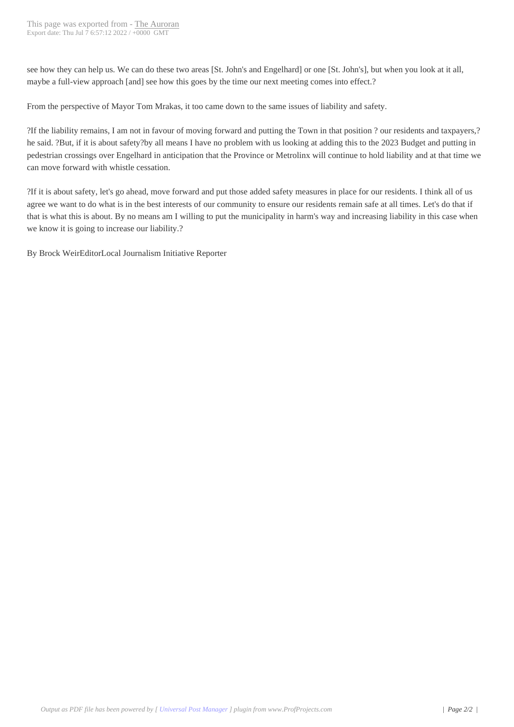see how they can help us. We can do these two areas [St. John's and Engelhard] or one [St. John's], but when you look at it all, maybe a full-view approach [and] see how this goes by the time our next meeting comes into effect.?

From the perspective of Mayor Tom Mrakas, it too came down to the same issues of liability and safety.

?If the liability remains, I am not in favour of moving forward and putting the Town in that position ? our residents and taxpayers,? he said. ?But, if it is about safety?by all means I have no problem with us looking at adding this to the 2023 Budget and putting in pedestrian crossings over Engelhard in anticipation that the Province or Metrolinx will continue to hold liability and at that time we can move forward with whistle cessation.

?If it is about safety, let's go ahead, move forward and put those added safety measures in place for our residents. I think all of us agree we want to do what is in the best interests of our community to ensure our residents remain safe at all times. Let's do that if that is what this is about. By no means am I willing to put the municipality in harm's way and increasing liability in this case when we know it is going to increase our liability.?

By Brock WeirEditorLocal Journalism Initiative Reporter